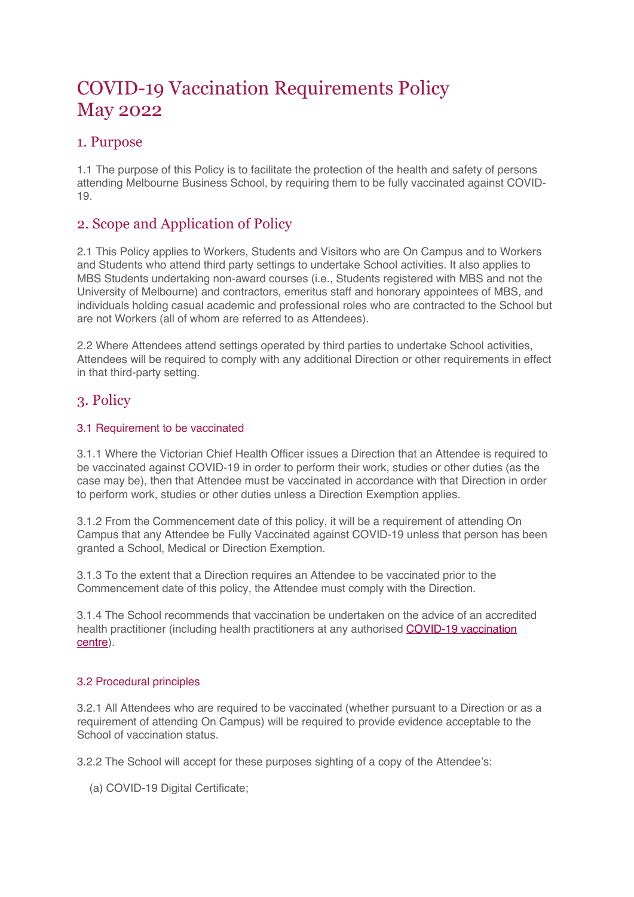# COVID-19 Vaccination Requirements Policy
# May 2022

## 1. Purpose

1.1 The purpose of this Policy is to facilitate the protection of the health and safety of persons attending Melbourne Business School, by requiring them to be fully vaccinated against COVID-19.

## 2. Scope and Application of Policy

2.1 This Policy applies to Workers, Students and Visitors who are On Campus and to Workers and Students who attend third party settings to undertake School activities. It also applies to MBS Students undertaking non-award courses (i.e., Students registered with MBS and not the University of Melbourne) and contractors, emeritus staff and honorary appointees of MBS, and individuals holding casual academic and professional roles who are contracted to the School but are not Workers (all of whom are referred to as Attendees).

2.2 Where Attendees attend settings operated by third parties to undertake School activities, Attendees will be required to comply with any additional Direction or other requirements in effect in that third-party setting.

## 3. Policy

### 3.1 Requirement to be vaccinated

3.1.1 Where the Victorian Chief Health Officer issues a Direction that an Attendee is required to be vaccinated against COVID-19 in order to perform their work, studies or other duties (as the case may be), then that Attendee must be vaccinated in accordance with that Direction in order to perform work, studies or other duties unless a Direction Exemption applies.

3.1.2 From the Commencement date of this policy, it will be a requirement of attending On Campus that any Attendee be Fully Vaccinated against COVID-19 unless that person has been granted a School, Medical or Direction Exemption.

3.1.3 To the extent that a Direction requires an Attendee to be vaccinated prior to the Commencement date of this policy, the Attendee must comply with the Direction.

3.1.4 The School recommends that vaccination be undertaken on the advice of an accredited health practitioner (including health practitioners at any authorised COVID-19 vaccination centre).

### 3.2 Procedural principles

3.2.1 All Attendees who are required to be vaccinated (whether pursuant to a Direction or as a requirement of attending On Campus) will be required to provide evidence acceptable to the School of vaccination status.

3.2.2 The School will accept for these purposes sighting of a copy of the Attendee's:

(a) COVID-19 Digital Certificate;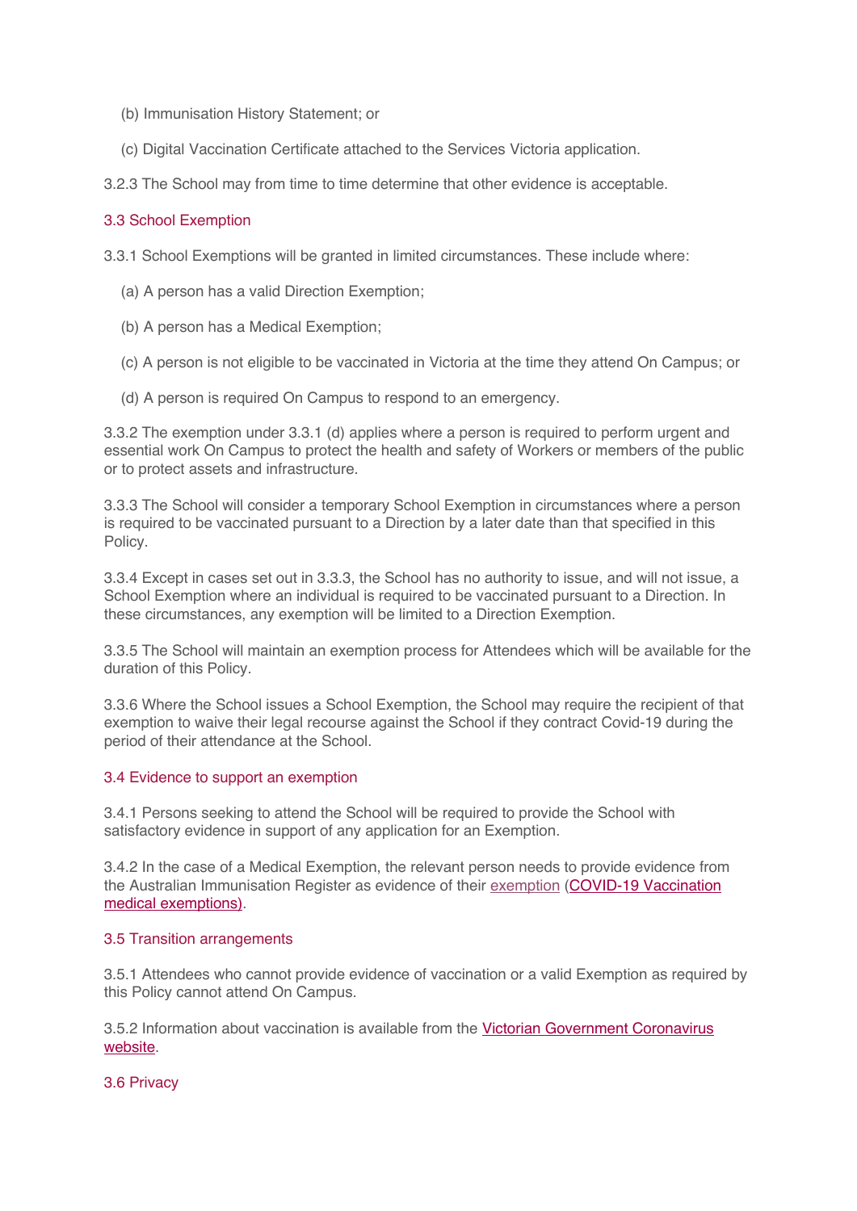(b) Immunisation History Statement; or

(c) Digital Vaccination Certificate attached to the Services Victoria application.

3.2.3 The School may from time to time determine that other evidence is acceptable.

### 3.3 School Exemption

3.3.1 School Exemptions will be granted in limited circumstances. These include where:

(a) A person has a valid Direction Exemption;

(b) A person has a Medical Exemption;

(c) A person is not eligible to be vaccinated in Victoria at the time they attend On Campus; or

(d) A person is required On Campus to respond to an emergency.

3.3.2 The exemption under 3.3.1 (d) applies where a person is required to perform urgent and essential work On Campus to protect the health and safety of Workers or members of the public or to protect assets and infrastructure.

3.3.3 The School will consider a temporary School Exemption in circumstances where a person is required to be vaccinated pursuant to a Direction by a later date than that specified in this Policy.

3.3.4 Except in cases set out in 3.3.3, the School has no authority to issue, and will not issue, a School Exemption where an individual is required to be vaccinated pursuant to a Direction. In these circumstances, any exemption will be limited to a Direction Exemption.

3.3.5 The School will maintain an exemption process for Attendees which will be available for the duration of this Policy.

3.3.6 Where the School issues a School Exemption, the School may require the recipient of that exemption to waive their legal recourse against the School if they contract Covid-19 during the period of their attendance at the School.

### 3.4 Evidence to support an exemption

3.4.1 Persons seeking to attend the School will be required to provide the School with satisfactory evidence in support of any application for an Exemption.

3.4.2 In the case of a Medical Exemption, the relevant person needs to provide evidence from the Australian Immunisation Register as evidence of their exemption (COVID-19 Vaccination medical exemptions).

### 3.5 Transition arrangements

3.5.1 Attendees who cannot provide evidence of vaccination or a valid Exemption as required by this Policy cannot attend On Campus.

3.5.2 Information about vaccination is available from the Victorian Government Coronavirus website.

### 3.6 Privacy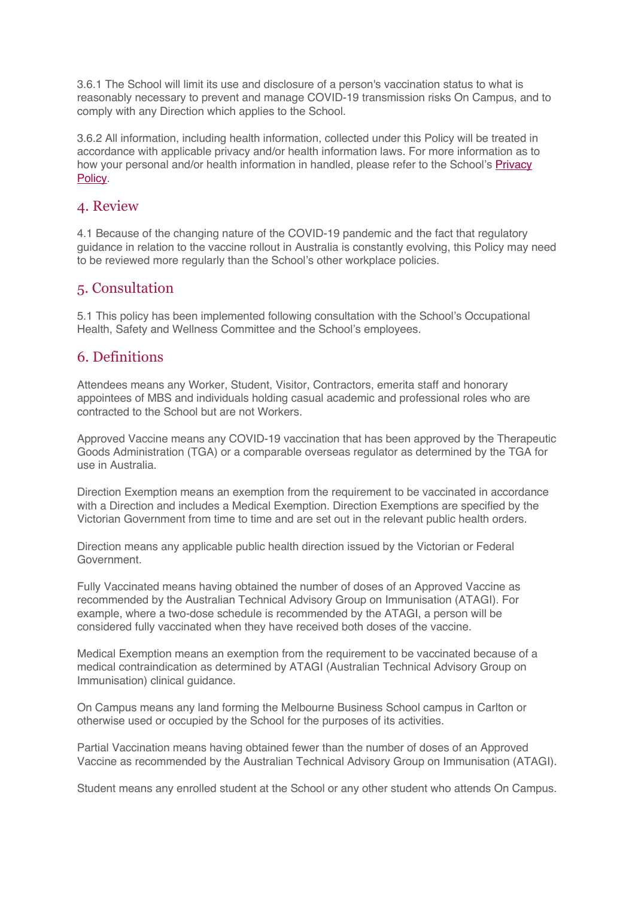3.6.1 The School will limit its use and disclosure of a person's vaccination status to what is reasonably necessary to prevent and manage COVID-19 transmission risks On Campus, and to comply with any Direction which applies to the School.

3.6.2 All information, including health information, collected under this Policy will be treated in accordance with applicable privacy and/or health information laws. For more information as to how your personal and/or health information in handled, please refer to the School's Privacy Policy.

## 4. Review

4.1 Because of the changing nature of the COVID-19 pandemic and the fact that regulatory guidance in relation to the vaccine rollout in Australia is constantly evolving, this Policy may need to be reviewed more regularly than the School's other workplace policies.

## 5. Consultation

5.1 This policy has been implemented following consultation with the School's Occupational Health, Safety and Wellness Committee and the School's employees.

## 6. Definitions

Attendees means any Worker, Student, Visitor, Contractors, emerita staff and honorary appointees of MBS and individuals holding casual academic and professional roles who are contracted to the School but are not Workers.

Approved Vaccine means any COVID-19 vaccination that has been approved by the Therapeutic Goods Administration (TGA) or a comparable overseas regulator as determined by the TGA for use in Australia.

Direction Exemption means an exemption from the requirement to be vaccinated in accordance with a Direction and includes a Medical Exemption. Direction Exemptions are specified by the Victorian Government from time to time and are set out in the relevant public health orders.

Direction means any applicable public health direction issued by the Victorian or Federal Government.

Fully Vaccinated means having obtained the number of doses of an Approved Vaccine as recommended by the Australian Technical Advisory Group on Immunisation (ATAGI). For example, where a two-dose schedule is recommended by the ATAGI, a person will be considered fully vaccinated when they have received both doses of the vaccine.

Medical Exemption means an exemption from the requirement to be vaccinated because of a medical contraindication as determined by ATAGI (Australian Technical Advisory Group on Immunisation) clinical guidance.

On Campus means any land forming the Melbourne Business School campus in Carlton or otherwise used or occupied by the School for the purposes of its activities.

Partial Vaccination means having obtained fewer than the number of doses of an Approved Vaccine as recommended by the Australian Technical Advisory Group on Immunisation (ATAGI).

Student means any enrolled student at the School or any other student who attends On Campus.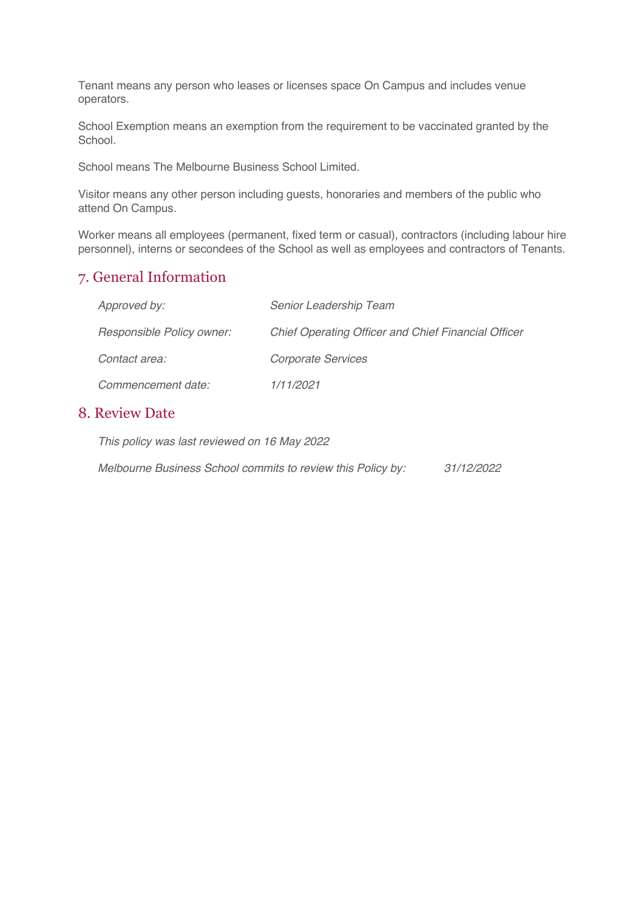Tenant means any person who leases or licenses space On Campus and includes venue operators.

School Exemption means an exemption from the requirement to be vaccinated granted by the School.

School means The Melbourne Business School Limited.

Visitor means any other person including guests, honoraries and members of the public who attend On Campus.

Worker means all employees (permanent, fixed term or casual), contractors (including labour hire personnel), interns or secondees of the School as well as employees and contractors of Tenants.

## 7. General Information

| | |
|---|---|
| *Approved by:* | *Senior Leadership Team* |
| *Responsible Policy owner:* | *Chief Operating Officer and Chief Financial Officer* |
| *Contact area:* | *Corporate Services* |
| *Commencement date:* | *1/11/2021* |

## 8. Review Date

*This policy was last reviewed on 16 May 2022*

*Melbourne Business School commits to review this Policy by:* *31/12/2022*